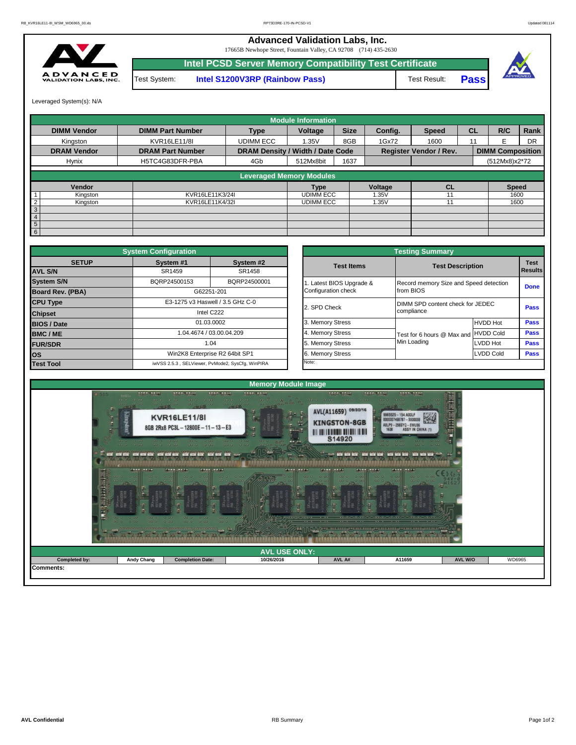# Advanced Validation Labs, Inc.

17665B Newhope Street, Fountain Valley, CA 92708 (714) 435-2630

## Intel PCSD Server Memory Compatibility Test Certificate

| Test System: | Intel S1200V3RP (Rainbow Pass) | Test Result: | Pass |
|---|---|---|---|

Leveraged System(s): N/A

### Module Information

| DIMM Vendor | DIMM Part Number | Type | Voltage | Size | Config. | Speed | CL | R/C | Rank |
|---|---|---|---|---|---|---|---|---|---|
| Kingston | KVR16LE11/8I | UDIMM ECC | 1.35V | 8GB | 1Gx72 | 1600 | 11 | E | DR |
| **DRAM Vendor** | **DRAM Part Number** | **DRAM Density / Width / Date Code** | | | **Register Vendor / Rev.** | | | **DIMM Composition** | |
| Hynix | H5TC4G83DFR-PBA | 4Gb | 512Mx8bit | 1637 | | | | (512Mx8)x2*72 | |

### Leveraged Memory Modules

| | Vendor | | Type | Voltage | CL | Speed |
|---|---|---|---|---|---|---|
| 1 | Kingston | KVR16LE11K3/24I | UDIMM ECC | 1.35V | 11 | 1600 |
| 2 | Kingston | KVR16LE11K4/32I | UDIMM ECC | 1.35V | 11 | 1600 |
| 3 | | | | | | |
| 4 | | | | | | |
| 5 | | | | | | |
| 6 | | | | | | |

### System Configuration

| SETUP | System #1 | System #2 |
|---|---|---|
| AVL S/N | SR1459 | SR1458 |
| System S/N | BQRP24500153 | BQRP24500001 |
| Board Rev. (PBA) | G62251-201 | |
| CPU Type | E3-1275 v3 Haswell / 3.5 GHz C-0 | |
| Chipset | Intel C222 | |
| BIOS / Date | 01.03.0002 | |
| BMC / ME | 1.04.4674 / 03.00.04.209 | |
| FUR/SDR | 1.04 | |
| OS | Win2K8 Enterprise R2 64bit SP1 | |
| Test Tool | iwVSS 2.5.3 , SELViewer, PvMode2, SysCfg, WinPIRA | |

### Testing Summary

| Test Items | Test Description | | Test Results |
|---|---|---|---|
| 1. Latest BIOS Upgrade & Configuration check | Record memory Size and Speed detection from BIOS | | Done |
| 2. SPD Check | DIMM SPD content check for JEDEC compliance | | Pass |
| 3. Memory Stress | Test for 6 hours @ Max and Min Loading | HVDD Hot | Pass |
| 4. Memory Stress | | HVDD Cold | Pass |
| 5. Memory Stress | | LVDD Hot | Pass |
| 6. Memory Stress | | LVDD Cold | Pass |
| Note: | | | |

### Memory Module Image

### AVL USE ONLY:

| Completed by: | Andy Chang | Completion Date: | 10/26/2016 | AVL A# | A11659 | AVL W/O | WD6965 |
|---|---|---|---|---|---|---|---|

Comments: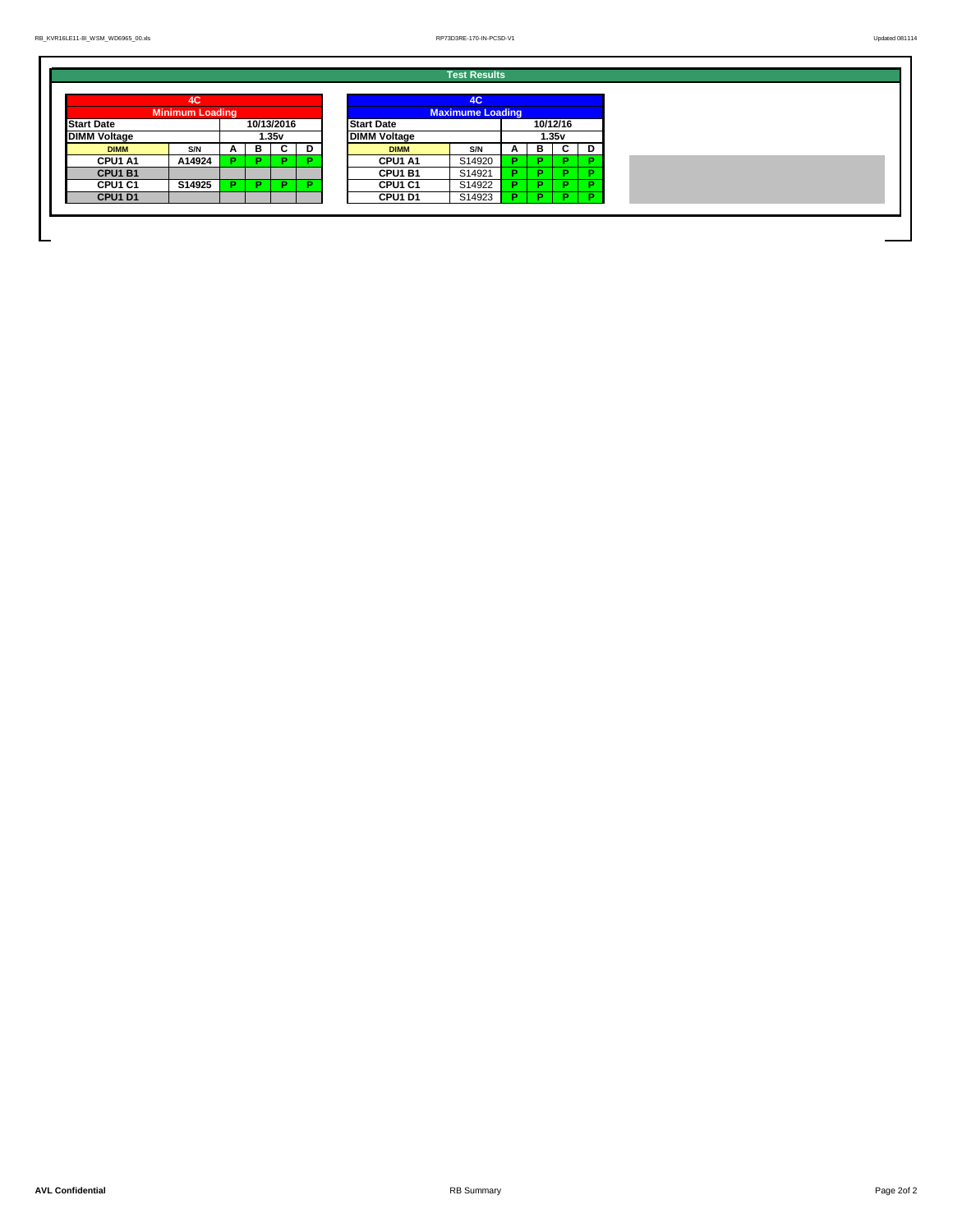## Test Results

| 4C Minimum Loading | | | | | |
|---|---|---|---|---|---|
| Start Date | | 10/13/2016 | | | |
| DIMM Voltage | | 1.35v | | | |
| DIMM | S/N | A | B | C | D |
| CPU1 A1 | A14924 | P | P | P | P |
| CPU1 B1 | | | | | |
| CPU1 C1 | S14925 | P | P | P | P |
| CPU1 D1 | | | | | |

| 4C Maximume Loading | | | | | |
|---|---|---|---|---|---|
| Start Date | | 10/12/16 | | | |
| DIMM Voltage | | 1.35v | | | |
| DIMM | S/N | A | B | C | D |
| CPU1 A1 | S14920 | P | P | P | P |
| CPU1 B1 | S14921 | P | P | P | P |
| CPU1 C1 | S14922 | P | P | P | P |
| CPU1 D1 | S14923 | P | P | P | P |